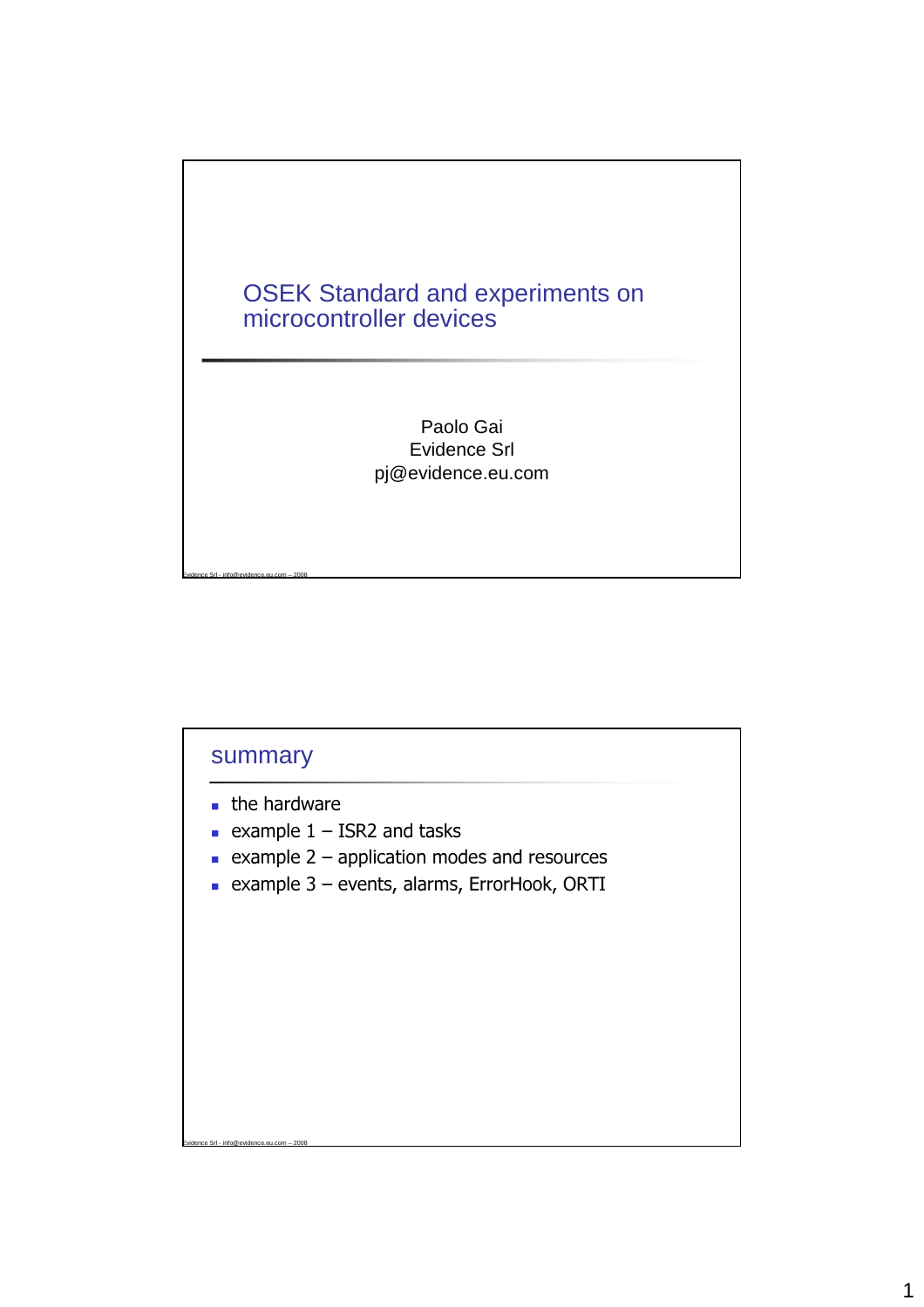# OSEK Standard and experiments on microcontroller devices

Paolo Gai
Evidence Srl
pj@evidence.eu.com

## summary

- the hardware
- example 1 – ISR2 and tasks
- example 2 – application modes and resources
- example 3 – events, alarms, ErrorHook, ORTI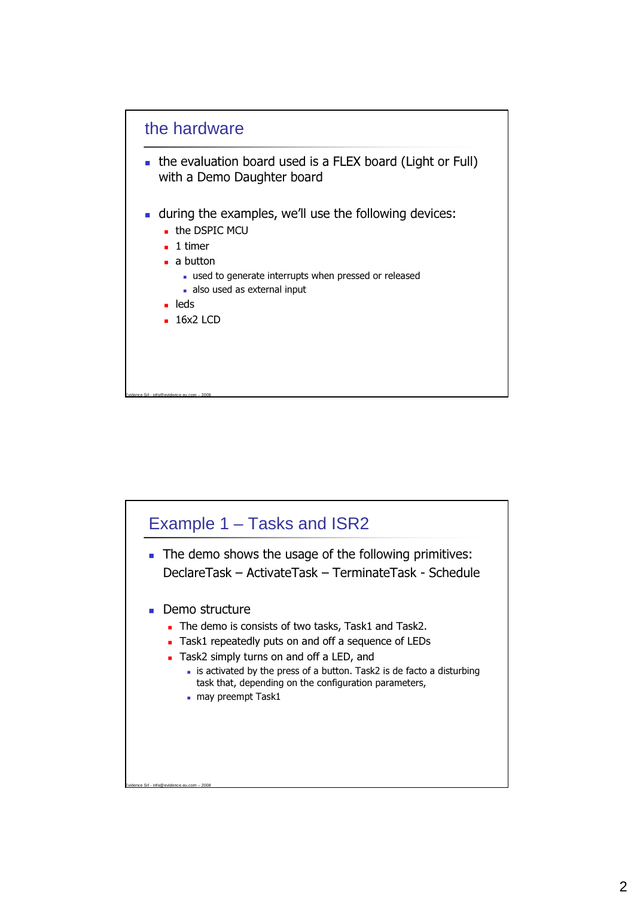## the hardware

- the evaluation board used is a FLEX board (Light or Full) with a Demo Daughter board

- during the examples, we'll use the following devices:
  - the DSPIC MCU
  - 1 timer
  - a button
    - used to generate interrupts when pressed or released
    - also used as external input
  - leds
  - 16x2 LCD

Evidence Srl - info@evidence.eu.com – 2008

## Example 1 – Tasks and ISR2

- The demo shows the usage of the following primitives: DeclareTask – ActivateTask – TerminateTask - Schedule

- Demo structure
  - The demo is consists of two tasks, Task1 and Task2.
  - Task1 repeatedly puts on and off a sequence of LEDs
  - Task2 simply turns on and off a LED, and
    - is activated by the press of a button. Task2 is de facto a disturbing task that, depending on the configuration parameters,
    - may preempt Task1

Evidence Srl - info@evidence.eu.com – 2008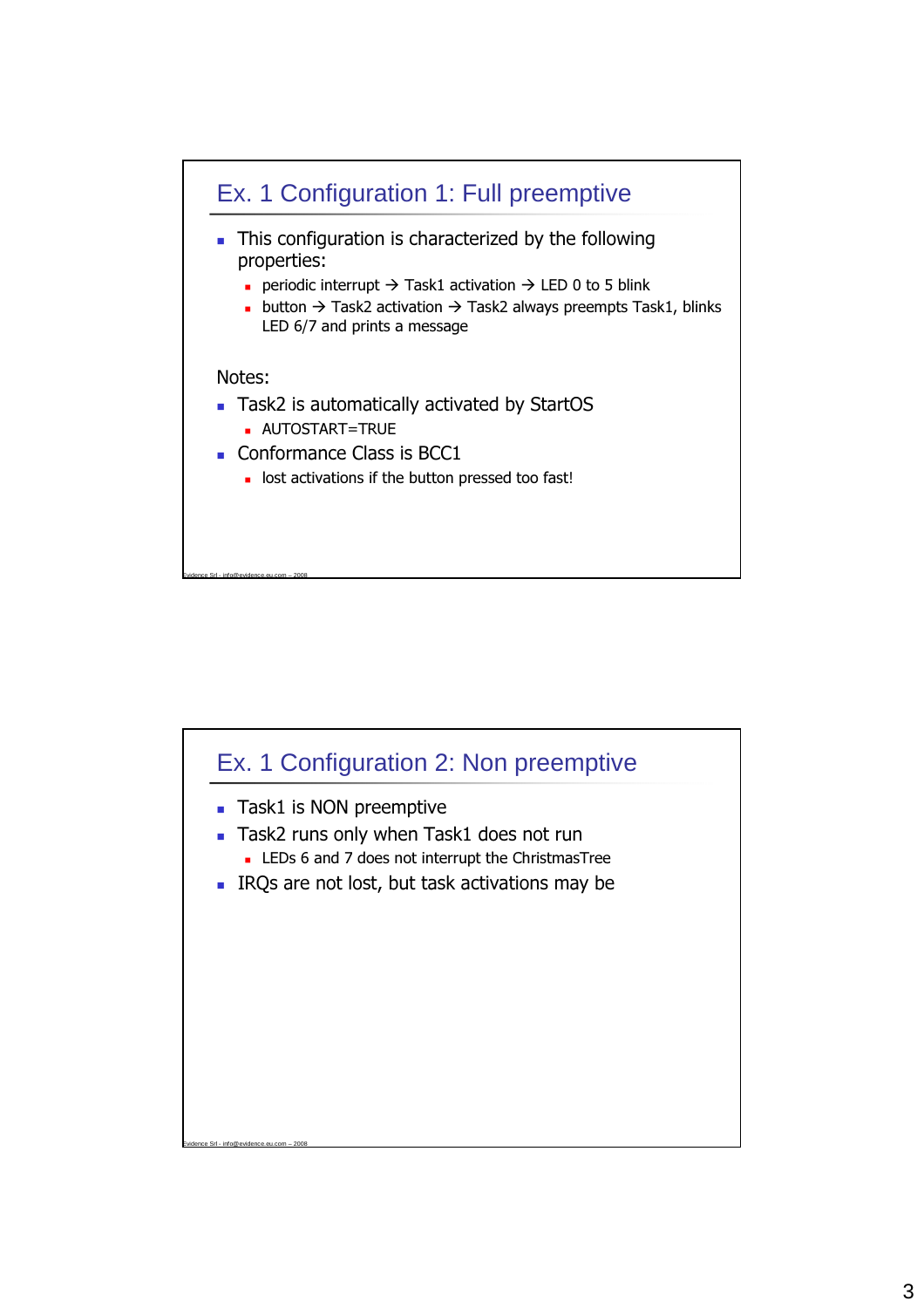## Ex. 1 Configuration 1: Full preemptive

- This configuration is characterized by the following properties:
  - periodic interrupt → Task1 activation → LED 0 to 5 blink
  - button → Task2 activation → Task2 always preempts Task1, blinks LED 6/7 and prints a message

Notes:

- Task2 is automatically activated by StartOS
  - AUTOSTART=TRUE
- Conformance Class is BCC1
  - lost activations if the button pressed too fast!

## Ex. 1 Configuration 2: Non preemptive

- Task1 is NON preemptive
- Task2 runs only when Task1 does not run
  - LEDs 6 and 7 does not interrupt the ChristmasTree
- IRQs are not lost, but task activations may be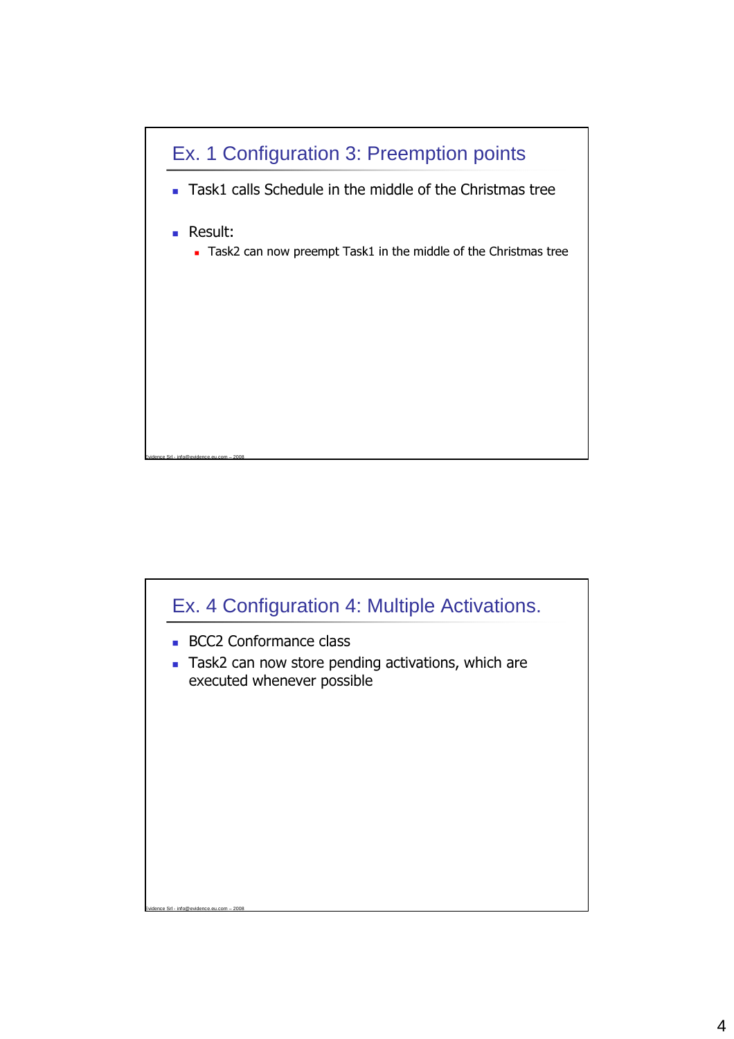## Ex. 1 Configuration 3: Preemption points

- Task1 calls Schedule in the middle of the Christmas tree
- Result:
  - Task2 can now preempt Task1 in the middle of the Christmas tree

Evidence Srl - info@evidence.eu.com – 2008

## Ex. 4 Configuration 4: Multiple Activations.

- BCC2 Conformance class
- Task2 can now store pending activations, which are executed whenever possible

Evidence Srl - info@evidence.eu.com – 2008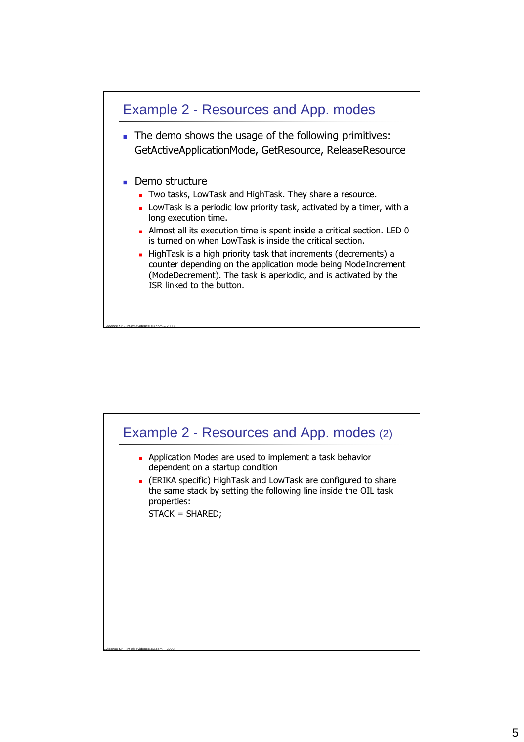## Example 2 - Resources and App. modes

- The demo shows the usage of the following primitives: GetActiveApplicationMode, GetResource, ReleaseResource

- Demo structure
  - Two tasks, LowTask and HighTask. They share a resource.
  - LowTask is a periodic low priority task, activated by a timer, with a long execution time.
  - Almost all its execution time is spent inside a critical section. LED 0 is turned on when LowTask is inside the critical section.
  - HighTask is a high priority task that increments (decrements) a counter depending on the application mode being ModeIncrement (ModeDecrement). The task is aperiodic, and is activated by the ISR linked to the button.

## Example 2 - Resources and App. modes (2)

- Application Modes are used to implement a task behavior dependent on a startup condition
- (ERIKA specific) HighTask and LowTask are configured to share the same stack by setting the following line inside the OIL task properties:
  STACK = SHARED;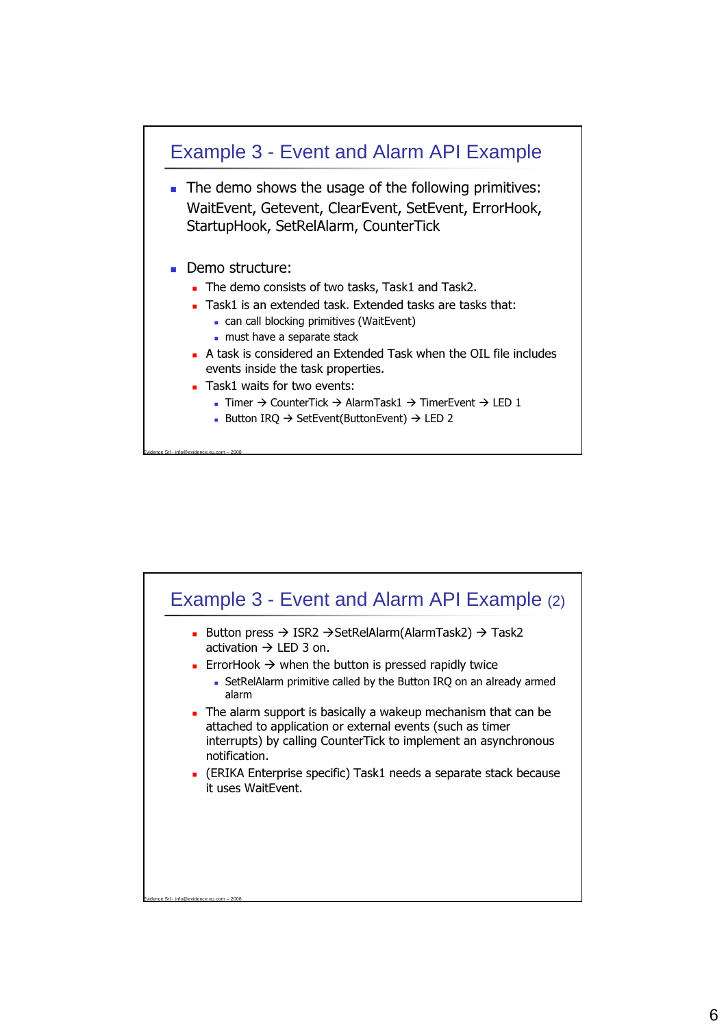## Example 3 - Event and Alarm API Example

- The demo shows the usage of the following primitives: WaitEvent, Getevent, ClearEvent, SetEvent, ErrorHook, StartupHook, SetRelAlarm, CounterTick
- Demo structure:
  - The demo consists of two tasks, Task1 and Task2.
  - Task1 is an extended task. Extended tasks are tasks that:
    - can call blocking primitives (WaitEvent)
    - must have a separate stack
  - A task is considered an Extended Task when the OIL file includes events inside the task properties.
  - Task1 waits for two events:
    - Timer → CounterTick → AlarmTask1 → TimerEvent → LED 1
    - Button IRQ → SetEvent(ButtonEvent) → LED 2

## Example 3 - Event and Alarm API Example (2)

- Button press → ISR2 →SetRelAlarm(AlarmTask2) → Task2 activation → LED 3 on.
- ErrorHook → when the button is pressed rapidly twice
  - SetRelAlarm primitive called by the Button IRQ on an already armed alarm
- The alarm support is basically a wakeup mechanism that can be attached to application or external events (such as timer interrupts) by calling CounterTick to implement an asynchronous notification.
- (ERIKA Enterprise specific) Task1 needs a separate stack because it uses WaitEvent.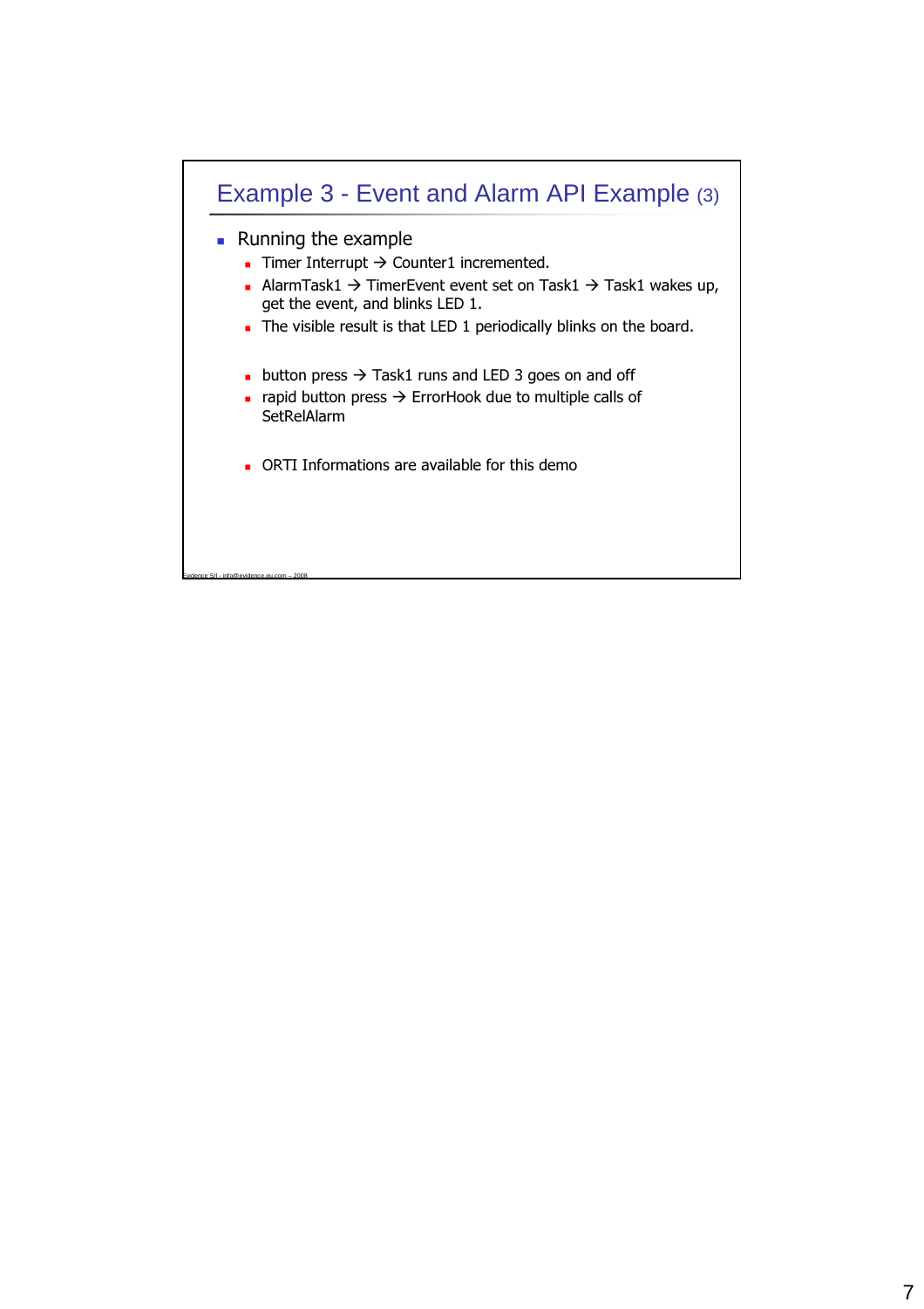# Example 3 - Event and Alarm API Example (3)

- Running the example
  - Timer Interrupt → Counter1 incremented.
  - AlarmTask1 → TimerEvent event set on Task1 → Task1 wakes up, get the event, and blinks LED 1.
  - The visible result is that LED 1 periodically blinks on the board.

  - button press → Task1 runs and LED 3 goes on and off
  - rapid button press → ErrorHook due to multiple calls of SetRelAlarm

  - ORTI Informations are available for this demo

Evidence Srl - info@evidence.eu.com – 2008